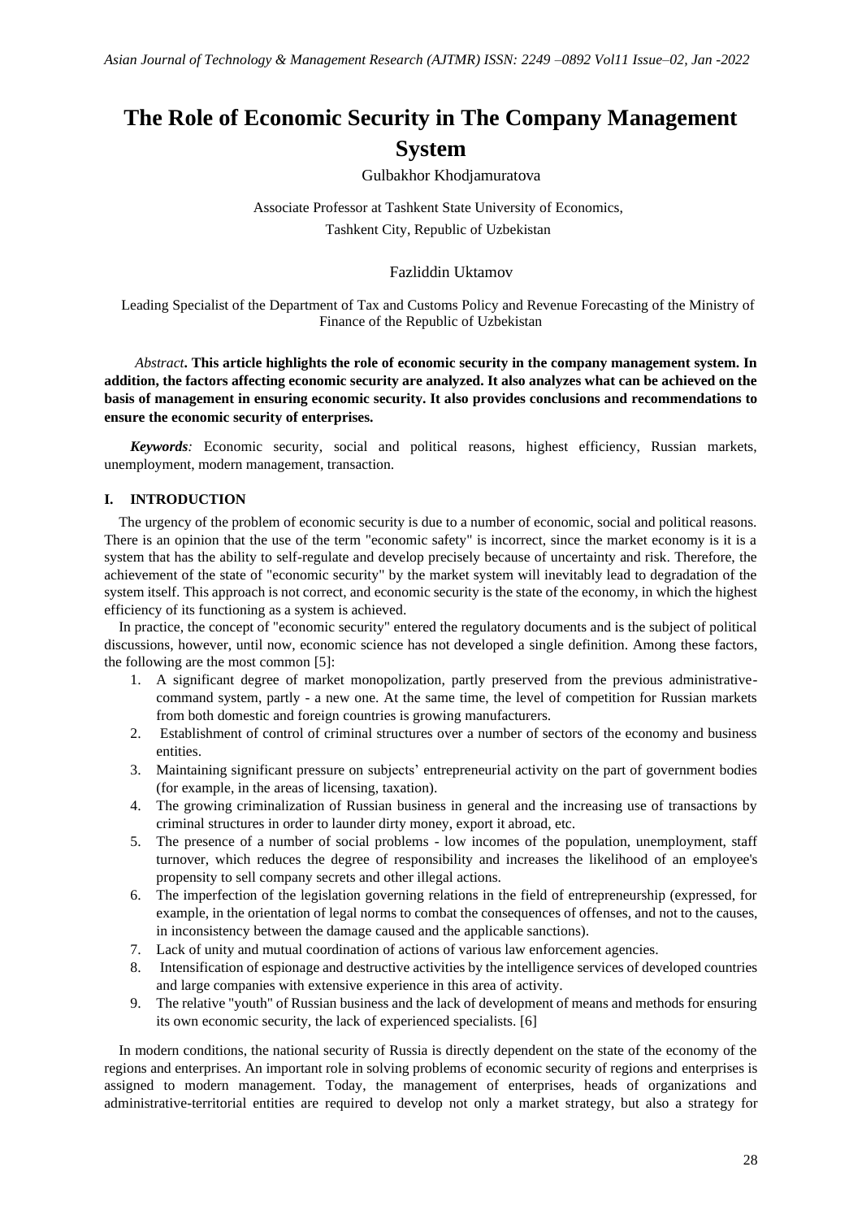# The Role of Economic Security in The Company Management System

Gulbakhor Khodjamuratova

Associate Professor at Tashkent State University of Economics, Tashkent City, Republic of Uzbekistan

Fazliddin Uktamov

Leading Specialist of the Department of Tax and Customs Policy and Revenue Forecasting of the Ministry of Finance of the Republic of Uzbekistan

*Abstract*. **This article highlights the role of economic security in the company management system. In addition, the factors affecting economic security are analyzed. It also analyzes what can be achieved on the basis of management in ensuring economic security. It also provides conclusions and recommendations to ensure the economic security of enterprises.**

***Keywords**:* Economic security, social and political reasons, highest efficiency, Russian markets, unemployment, modern management, transaction.

## I. INTRODUCTION

The urgency of the problem of economic security is due to a number of economic, social and political reasons. There is an opinion that the use of the term "economic safety" is incorrect, since the market economy is it is a system that has the ability to self-regulate and develop precisely because of uncertainty and risk. Therefore, the achievement of the state of "economic security" by the market system will inevitably lead to degradation of the system itself. This approach is not correct, and economic security is the state of the economy, in which the highest efficiency of its functioning as a system is achieved.

In practice, the concept of "economic security" entered the regulatory documents and is the subject of political discussions, however, until now, economic science has not developed a single definition. Among these factors, the following are the most common [5]:

1. A significant degree of market monopolization, partly preserved from the previous administrative-command system, partly - a new one. At the same time, the level of competition for Russian markets from both domestic and foreign countries is growing manufacturers.
2. Establishment of control of criminal structures over a number of sectors of the economy and business entities.
3. Maintaining significant pressure on subjects' entrepreneurial activity on the part of government bodies (for example, in the areas of licensing, taxation).
4. The growing criminalization of Russian business in general and the increasing use of transactions by criminal structures in order to launder dirty money, export it abroad, etc.
5. The presence of a number of social problems - low incomes of the population, unemployment, staff turnover, which reduces the degree of responsibility and increases the likelihood of an employee's propensity to sell company secrets and other illegal actions.
6. The imperfection of the legislation governing relations in the field of entrepreneurship (expressed, for example, in the orientation of legal norms to combat the consequences of offenses, and not to the causes, in inconsistency between the damage caused and the applicable sanctions).
7. Lack of unity and mutual coordination of actions of various law enforcement agencies.
8. Intensification of espionage and destructive activities by the intelligence services of developed countries and large companies with extensive experience in this area of activity.
9. The relative "youth" of Russian business and the lack of development of means and methods for ensuring its own economic security, the lack of experienced specialists. [6]

In modern conditions, the national security of Russia is directly dependent on the state of the economy of the regions and enterprises. An important role in solving problems of economic security of regions and enterprises is assigned to modern management. Today, the management of enterprises, heads of organizations and administrative-territorial entities are required to develop not only a market strategy, but also a strategy for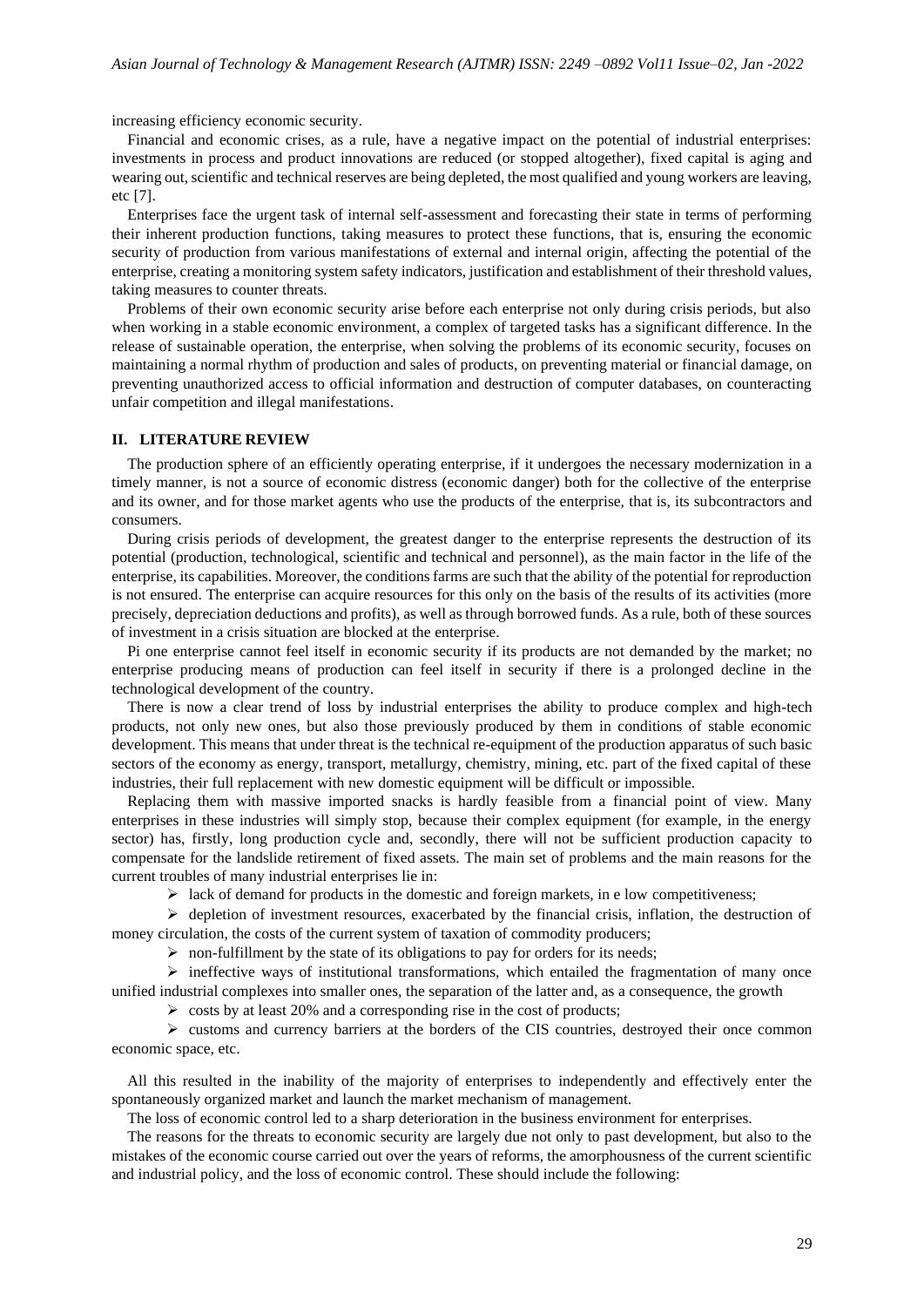increasing efficiency economic security.

Financial and economic crises, as a rule, have a negative impact on the potential of industrial enterprises: investments in process and product innovations are reduced (or stopped altogether), fixed capital is aging and wearing out, scientific and technical reserves are being depleted, the most qualified and young workers are leaving, etc [7].

Enterprises face the urgent task of internal self-assessment and forecasting their state in terms of performing their inherent production functions, taking measures to protect these functions, that is, ensuring the economic security of production from various manifestations of external and internal origin, affecting the potential of the enterprise, creating a monitoring system safety indicators, justification and establishment of their threshold values, taking measures to counter threats.

Problems of their own economic security arise before each enterprise not only during crisis periods, but also when working in a stable economic environment, a complex of targeted tasks has a significant difference. In the release of sustainable operation, the enterprise, when solving the problems of its economic security, focuses on maintaining a normal rhythm of production and sales of products, on preventing material or financial damage, on preventing unauthorized access to official information and destruction of computer databases, on counteracting unfair competition and illegal manifestations.

## II. LITERATURE REVIEW

The production sphere of an efficiently operating enterprise, if it undergoes the necessary modernization in a timely manner, is not a source of economic distress (economic danger) both for the collective of the enterprise and its owner, and for those market agents who use the products of the enterprise, that is, its subcontractors and consumers.

During crisis periods of development, the greatest danger to the enterprise represents the destruction of its potential (production, technological, scientific and technical and personnel), as the main factor in the life of the enterprise, its capabilities. Moreover, the conditions farms are such that the ability of the potential for reproduction is not ensured. The enterprise can acquire resources for this only on the basis of the results of its activities (more precisely, depreciation deductions and profits), as well as through borrowed funds. As a rule, both of these sources of investment in a crisis situation are blocked at the enterprise.

Pi one enterprise cannot feel itself in economic security if its products are not demanded by the market; no enterprise producing means of production can feel itself in security if there is a prolonged decline in the technological development of the country.

There is now a clear trend of loss by industrial enterprises the ability to produce complex and high-tech products, not only new ones, but also those previously produced by them in conditions of stable economic development. This means that under threat is the technical re-equipment of the production apparatus of such basic sectors of the economy as energy, transport, metallurgy, chemistry, mining, etc. part of the fixed capital of these industries, their full replacement with new domestic equipment will be difficult or impossible.

Replacing them with massive imported snacks is hardly feasible from a financial point of view. Many enterprises in these industries will simply stop, because their complex equipment (for example, in the energy sector) has, firstly, long production cycle and, secondly, there will not be sufficient production capacity to compensate for the landslide retirement of fixed assets. The main set of problems and the main reasons for the current troubles of many industrial enterprises lie in:

- lack of demand for products in the domestic and foreign markets, in e low competitiveness;
- depletion of investment resources, exacerbated by the financial crisis, inflation, the destruction of money circulation, the costs of the current system of taxation of commodity producers;
- non-fulfillment by the state of its obligations to pay for orders for its needs;
- ineffective ways of institutional transformations, which entailed the fragmentation of many once unified industrial complexes into smaller ones, the separation of the latter and, as a consequence, the growth
- costs by at least 20% and a corresponding rise in the cost of products;
- customs and currency barriers at the borders of the CIS countries, destroyed their once common economic space, etc.

All this resulted in the inability of the majority of enterprises to independently and effectively enter the spontaneously organized market and launch the market mechanism of management.

The loss of economic control led to a sharp deterioration in the business environment for enterprises.

The reasons for the threats to economic security are largely due not only to past development, but also to the mistakes of the economic course carried out over the years of reforms, the amorphousness of the current scientific and industrial policy, and the loss of economic control. These should include the following: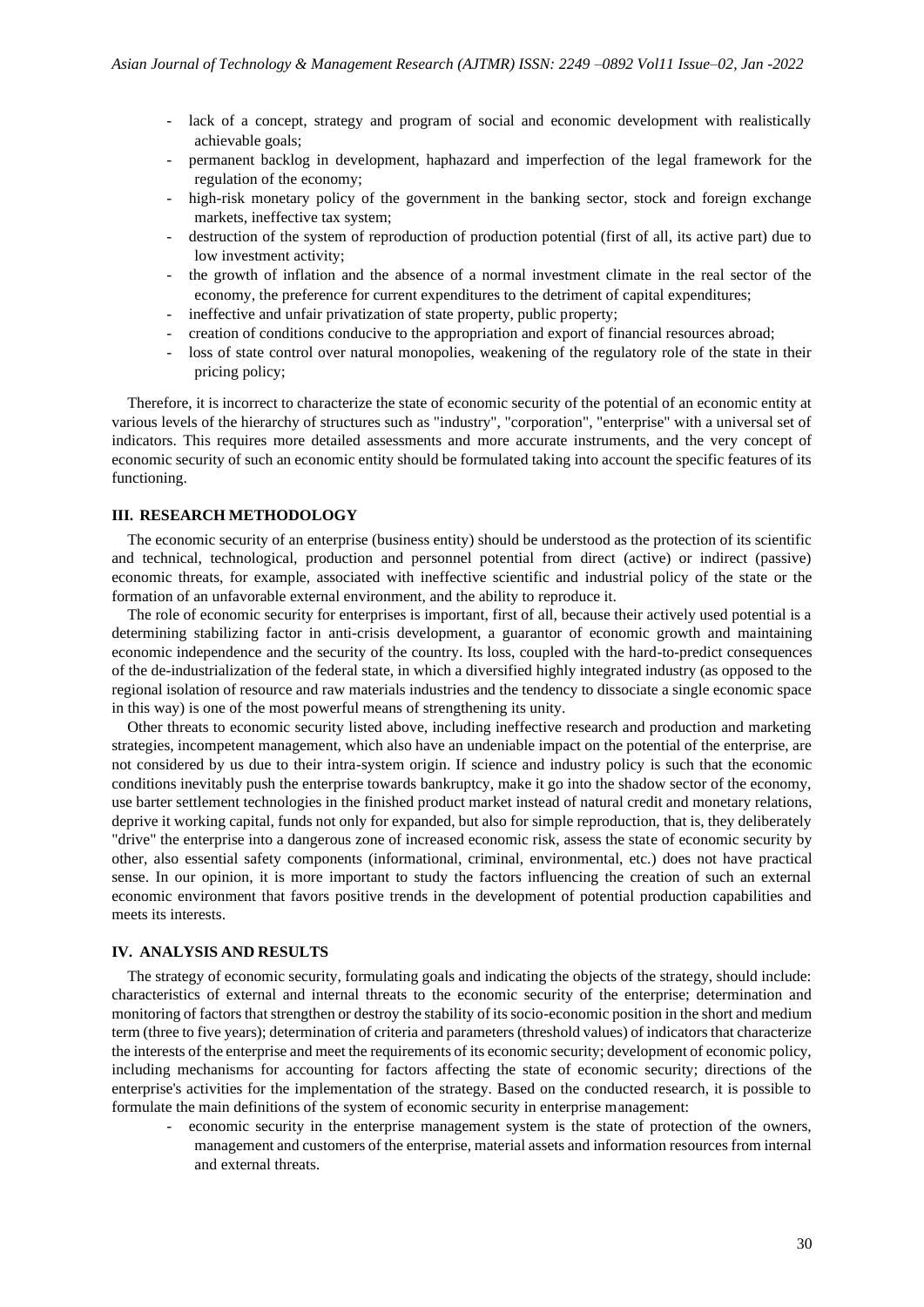- lack of a concept, strategy and program of social and economic development with realistically achievable goals;
- permanent backlog in development, haphazard and imperfection of the legal framework for the regulation of the economy;
- high-risk monetary policy of the government in the banking sector, stock and foreign exchange markets, ineffective tax system;
- destruction of the system of reproduction of production potential (first of all, its active part) due to low investment activity;
- the growth of inflation and the absence of a normal investment climate in the real sector of the economy, the preference for current expenditures to the detriment of capital expenditures;
- ineffective and unfair privatization of state property, public property;
- creation of conditions conducive to the appropriation and export of financial resources abroad;
- loss of state control over natural monopolies, weakening of the regulatory role of the state in their pricing policy;

Therefore, it is incorrect to characterize the state of economic security of the potential of an economic entity at various levels of the hierarchy of structures such as "industry", "corporation", "enterprise" with a universal set of indicators. This requires more detailed assessments and more accurate instruments, and the very concept of economic security of such an economic entity should be formulated taking into account the specific features of its functioning.

## III. RESEARCH METHODOLOGY

The economic security of an enterprise (business entity) should be understood as the protection of its scientific and technical, technological, production and personnel potential from direct (active) or indirect (passive) economic threats, for example, associated with ineffective scientific and industrial policy of the state or the formation of an unfavorable external environment, and the ability to reproduce it.

The role of economic security for enterprises is important, first of all, because their actively used potential is a determining stabilizing factor in anti-crisis development, a guarantor of economic growth and maintaining economic independence and the security of the country. Its loss, coupled with the hard-to-predict consequences of the de-industrialization of the federal state, in which a diversified highly integrated industry (as opposed to the regional isolation of resource and raw materials industries and the tendency to dissociate a single economic space in this way) is one of the most powerful means of strengthening its unity.

Other threats to economic security listed above, including ineffective research and production and marketing strategies, incompetent management, which also have an undeniable impact on the potential of the enterprise, are not considered by us due to their intra-system origin. If science and industry policy is such that the economic conditions inevitably push the enterprise towards bankruptcy, make it go into the shadow sector of the economy, use barter settlement technologies in the finished product market instead of natural credit and monetary relations, deprive it working capital, funds not only for expanded, but also for simple reproduction, that is, they deliberately "drive" the enterprise into a dangerous zone of increased economic risk, assess the state of economic security by other, also essential safety components (informational, criminal, environmental, etc.) does not have practical sense. In our opinion, it is more important to study the factors influencing the creation of such an external economic environment that favors positive trends in the development of potential production capabilities and meets its interests.

## IV. ANALYSIS AND RESULTS

The strategy of economic security, formulating goals and indicating the objects of the strategy, should include: characteristics of external and internal threats to the economic security of the enterprise; determination and monitoring of factors that strengthen or destroy the stability of its socio-economic position in the short and medium term (three to five years); determination of criteria and parameters (threshold values) of indicators that characterize the interests of the enterprise and meet the requirements of its economic security; development of economic policy, including mechanisms for accounting for factors affecting the state of economic security; directions of the enterprise's activities for the implementation of the strategy. Based on the conducted research, it is possible to formulate the main definitions of the system of economic security in enterprise management:

- economic security in the enterprise management system is the state of protection of the owners, management and customers of the enterprise, material assets and information resources from internal and external threats.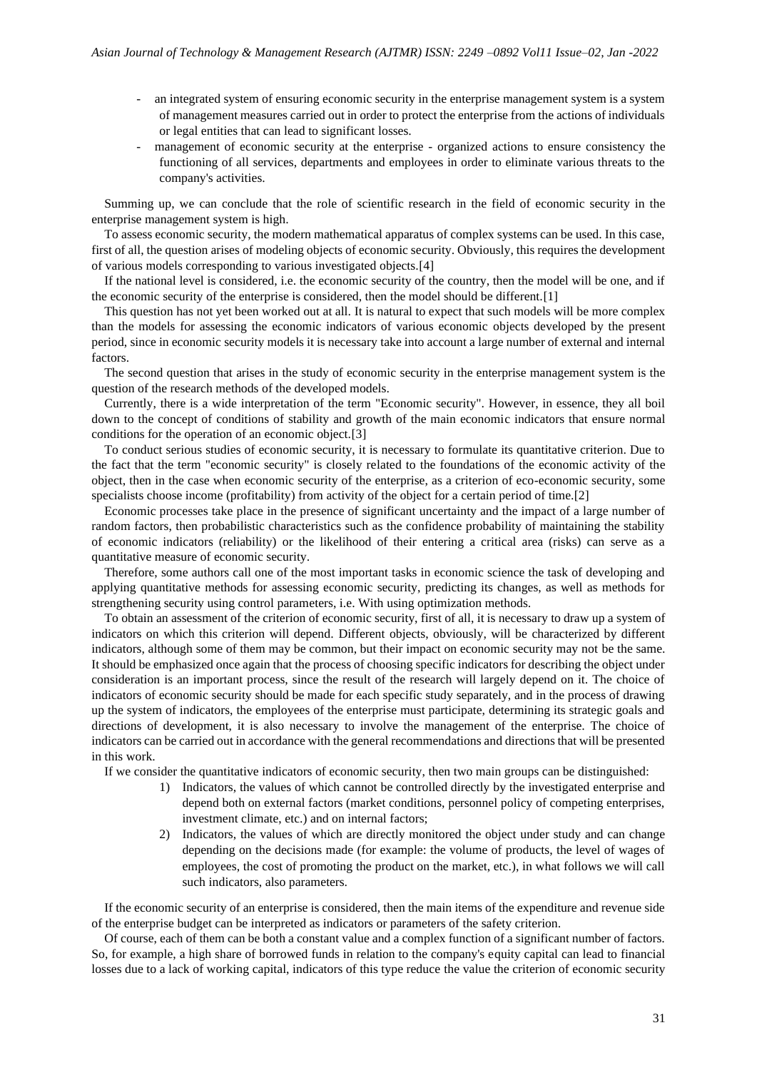- an integrated system of ensuring economic security in the enterprise management system is a system of management measures carried out in order to protect the enterprise from the actions of individuals or legal entities that can lead to significant losses.
- management of economic security at the enterprise - organized actions to ensure consistency the functioning of all services, departments and employees in order to eliminate various threats to the company's activities.

Summing up, we can conclude that the role of scientific research in the field of economic security in the enterprise management system is high.

To assess economic security, the modern mathematical apparatus of complex systems can be used. In this case, first of all, the question arises of modeling objects of economic security. Obviously, this requires the development of various models corresponding to various investigated objects.[4]

If the national level is considered, i.e. the economic security of the country, then the model will be one, and if the economic security of the enterprise is considered, then the model should be different.[1]

This question has not yet been worked out at all. It is natural to expect that such models will be more complex than the models for assessing the economic indicators of various economic objects developed by the present period, since in economic security models it is necessary take into account a large number of external and internal factors.

The second question that arises in the study of economic security in the enterprise management system is the question of the research methods of the developed models.

Currently, there is a wide interpretation of the term "Economic security". However, in essence, they all boil down to the concept of conditions of stability and growth of the main economic indicators that ensure normal conditions for the operation of an economic object.[3]

To conduct serious studies of economic security, it is necessary to formulate its quantitative criterion. Due to the fact that the term "economic security" is closely related to the foundations of the economic activity of the object, then in the case when economic security of the enterprise, as a criterion of eco-economic security, some specialists choose income (profitability) from activity of the object for a certain period of time.[2]

Economic processes take place in the presence of significant uncertainty and the impact of a large number of random factors, then probabilistic characteristics such as the confidence probability of maintaining the stability of economic indicators (reliability) or the likelihood of their entering a critical area (risks) can serve as a quantitative measure of economic security.

Therefore, some authors call one of the most important tasks in economic science the task of developing and applying quantitative methods for assessing economic security, predicting its changes, as well as methods for strengthening security using control parameters, i.e. With using optimization methods.

To obtain an assessment of the criterion of economic security, first of all, it is necessary to draw up a system of indicators on which this criterion will depend. Different objects, obviously, will be characterized by different indicators, although some of them may be common, but their impact on economic security may not be the same. It should be emphasized once again that the process of choosing specific indicators for describing the object under consideration is an important process, since the result of the research will largely depend on it. The choice of indicators of economic security should be made for each specific study separately, and in the process of drawing up the system of indicators, the employees of the enterprise must participate, determining its strategic goals and directions of development, it is also necessary to involve the management of the enterprise. The choice of indicators can be carried out in accordance with the general recommendations and directions that will be presented in this work.

If we consider the quantitative indicators of economic security, then two main groups can be distinguished:

1) Indicators, the values of which cannot be controlled directly by the investigated enterprise and depend both on external factors (market conditions, personnel policy of competing enterprises, investment climate, etc.) and on internal factors;
2) Indicators, the values of which are directly monitored the object under study and can change depending on the decisions made (for example: the volume of products, the level of wages of employees, the cost of promoting the product on the market, etc.), in what follows we will call such indicators, also parameters.

If the economic security of an enterprise is considered, then the main items of the expenditure and revenue side of the enterprise budget can be interpreted as indicators or parameters of the safety criterion.

Of course, each of them can be both a constant value and a complex function of a significant number of factors. So, for example, a high share of borrowed funds in relation to the company's equity capital can lead to financial losses due to a lack of working capital, indicators of this type reduce the value the criterion of economic security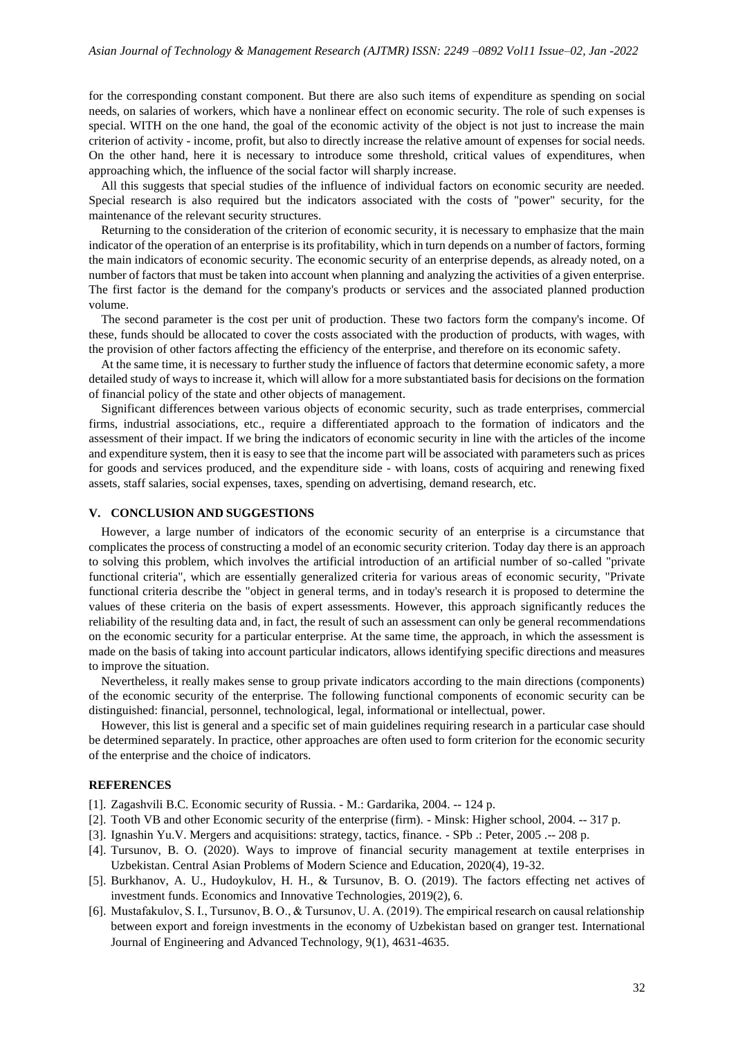for the corresponding constant component. But there are also such items of expenditure as spending on social needs, on salaries of workers, which have a nonlinear effect on economic security. The role of such expenses is special. WITH on the one hand, the goal of the economic activity of the object is not just to increase the main criterion of activity - income, profit, but also to directly increase the relative amount of expenses for social needs. On the other hand, here it is necessary to introduce some threshold, critical values of expenditures, when approaching which, the influence of the social factor will sharply increase.

All this suggests that special studies of the influence of individual factors on economic security are needed. Special research is also required but the indicators associated with the costs of "power" security, for the maintenance of the relevant security structures.

Returning to the consideration of the criterion of economic security, it is necessary to emphasize that the main indicator of the operation of an enterprise is its profitability, which in turn depends on a number of factors, forming the main indicators of economic security. The economic security of an enterprise depends, as already noted, on a number of factors that must be taken into account when planning and analyzing the activities of a given enterprise. The first factor is the demand for the company's products or services and the associated planned production volume.

The second parameter is the cost per unit of production. These two factors form the company's income. Of these, funds should be allocated to cover the costs associated with the production of products, with wages, with the provision of other factors affecting the efficiency of the enterprise, and therefore on its economic safety.

At the same time, it is necessary to further study the influence of factors that determine economic safety, a more detailed study of ways to increase it, which will allow for a more substantiated basis for decisions on the formation of financial policy of the state and other objects of management.

Significant differences between various objects of economic security, such as trade enterprises, commercial firms, industrial associations, etc., require a differentiated approach to the formation of indicators and the assessment of their impact. If we bring the indicators of economic security in line with the articles of the income and expenditure system, then it is easy to see that the income part will be associated with parameters such as prices for goods and services produced, and the expenditure side - with loans, costs of acquiring and renewing fixed assets, staff salaries, social expenses, taxes, spending on advertising, demand research, etc.

## V. CONCLUSION AND SUGGESTIONS

However, a large number of indicators of the economic security of an enterprise is a circumstance that complicates the process of constructing a model of an economic security criterion. Today day there is an approach to solving this problem, which involves the artificial introduction of an artificial number of so-called "private functional criteria", which are essentially generalized criteria for various areas of economic security, "Private functional criteria describe the "object in general terms, and in today's research it is proposed to determine the values of these criteria on the basis of expert assessments. However, this approach significantly reduces the reliability of the resulting data and, in fact, the result of such an assessment can only be general recommendations on the economic security for a particular enterprise. At the same time, the approach, in which the assessment is made on the basis of taking into account particular indicators, allows identifying specific directions and measures to improve the situation.

Nevertheless, it really makes sense to group private indicators according to the main directions (components) of the economic security of the enterprise. The following functional components of economic security can be distinguished: financial, personnel, technological, legal, informational or intellectual, power.

However, this list is general and a specific set of main guidelines requiring research in a particular case should be determined separately. In practice, other approaches are often used to form criterion for the economic security of the enterprise and the choice of indicators.

## REFERENCES

[1]. Zagashvili B.C. Economic security of Russia. - M.: Gardarika, 2004. -- 124 p.

[2]. Tooth VB and other Economic security of the enterprise (firm). - Minsk: Higher school, 2004. -- 317 p.

[3]. Ignashin Yu.V. Mergers and acquisitions: strategy, tactics, finance. - SPb .: Peter, 2005 .-- 208 p.

[4]. Tursunov, B. O. (2020). Ways to improve of financial security management at textile enterprises in Uzbekistan. Central Asian Problems of Modern Science and Education, 2020(4), 19-32.

[5]. Burkhanov, A. U., Hudoykulov, H. H., & Tursunov, B. O. (2019). The factors effecting net actives of investment funds. Economics and Innovative Technologies, 2019(2), 6.

[6]. Mustafakulov, S. I., Tursunov, B. O., & Tursunov, U. A. (2019). The empirical research on causal relationship between export and foreign investments in the economy of Uzbekistan based on granger test. International Journal of Engineering and Advanced Technology, 9(1), 4631-4635.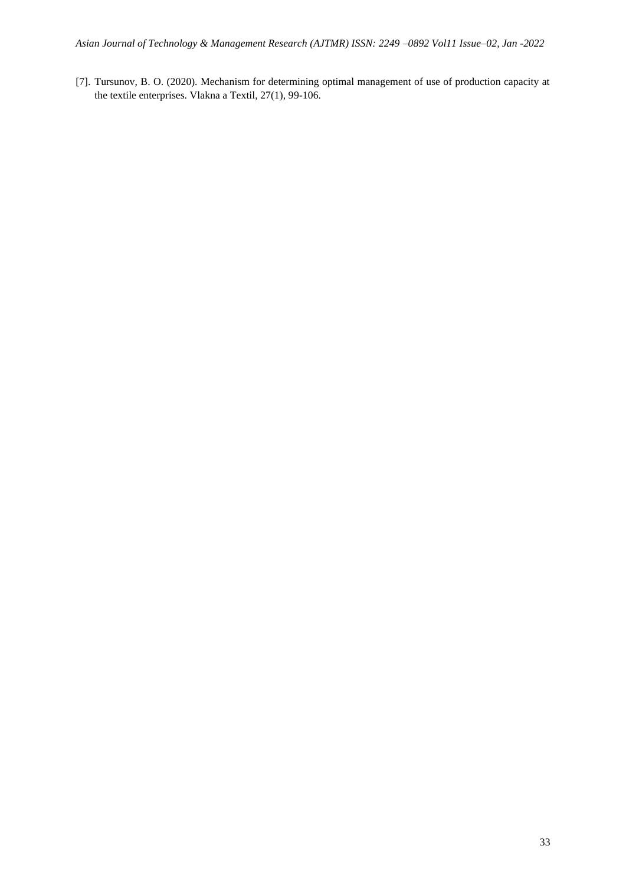[7]. Tursunov, B. O. (2020). Mechanism for determining optimal management of use of production capacity at the textile enterprises. Vlakna a Textil, 27(1), 99-106.